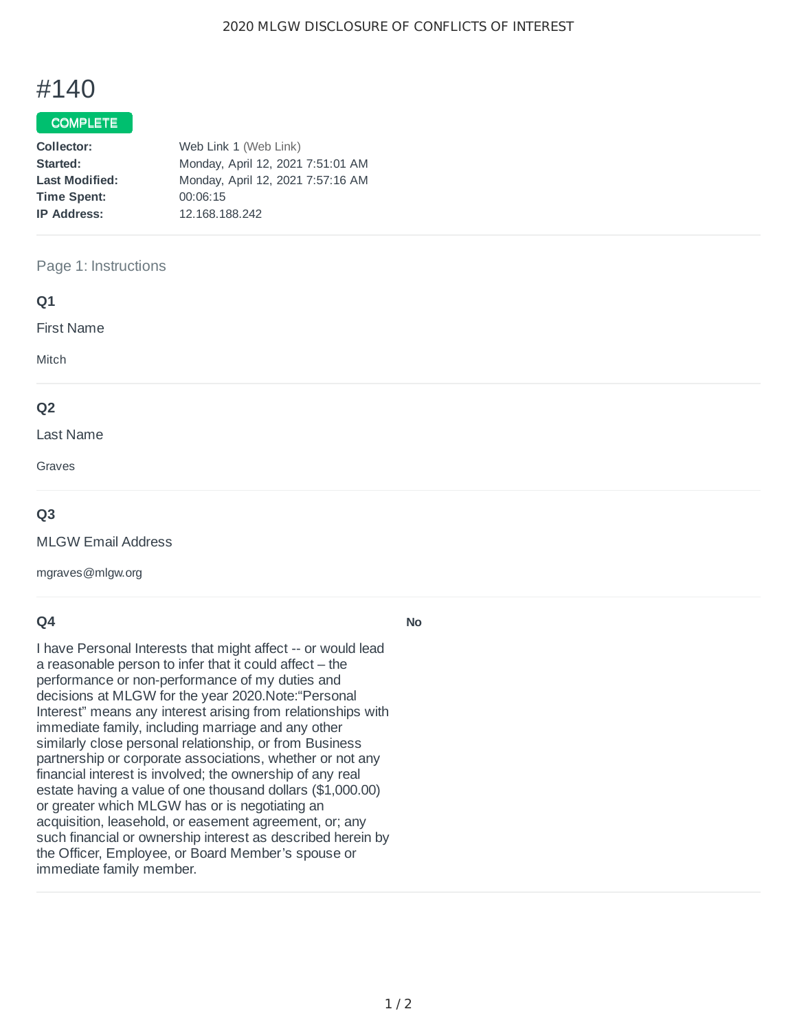# #140

**COMPLETE**

| | |
|---|---|
| **Collector:** | Web Link 1 (Web Link) |
| **Started:** | Monday, April 12, 2021 7:51:01 AM |
| **Last Modified:** | Monday, April 12, 2021 7:57:16 AM |
| **Time Spent:** | 00:06:15 |
| **IP Address:** | 12.168.188.242 |

## Page 1: Instructions

### Q1

First Name

Mitch

### Q2

Last Name

Graves

### Q3

MLGW Email Address

mgraves@mlgw.org

### Q4

I have Personal Interests that might affect -- or would lead a reasonable person to infer that it could affect – the performance or non-performance of my duties and decisions at MLGW for the year 2020.Note:“Personal Interest” means any interest arising from relationships with immediate family, including marriage and any other similarly close personal relationship, or from Business partnership or corporate associations, whether or not any financial interest is involved; the ownership of any real estate having a value of one thousand dollars ($1,000.00) or greater which MLGW has or is negotiating an acquisition, leasehold, or easement agreement, or; any such financial or ownership interest as described herein by the Officer, Employee, or Board Member’s spouse or immediate family member.

**No**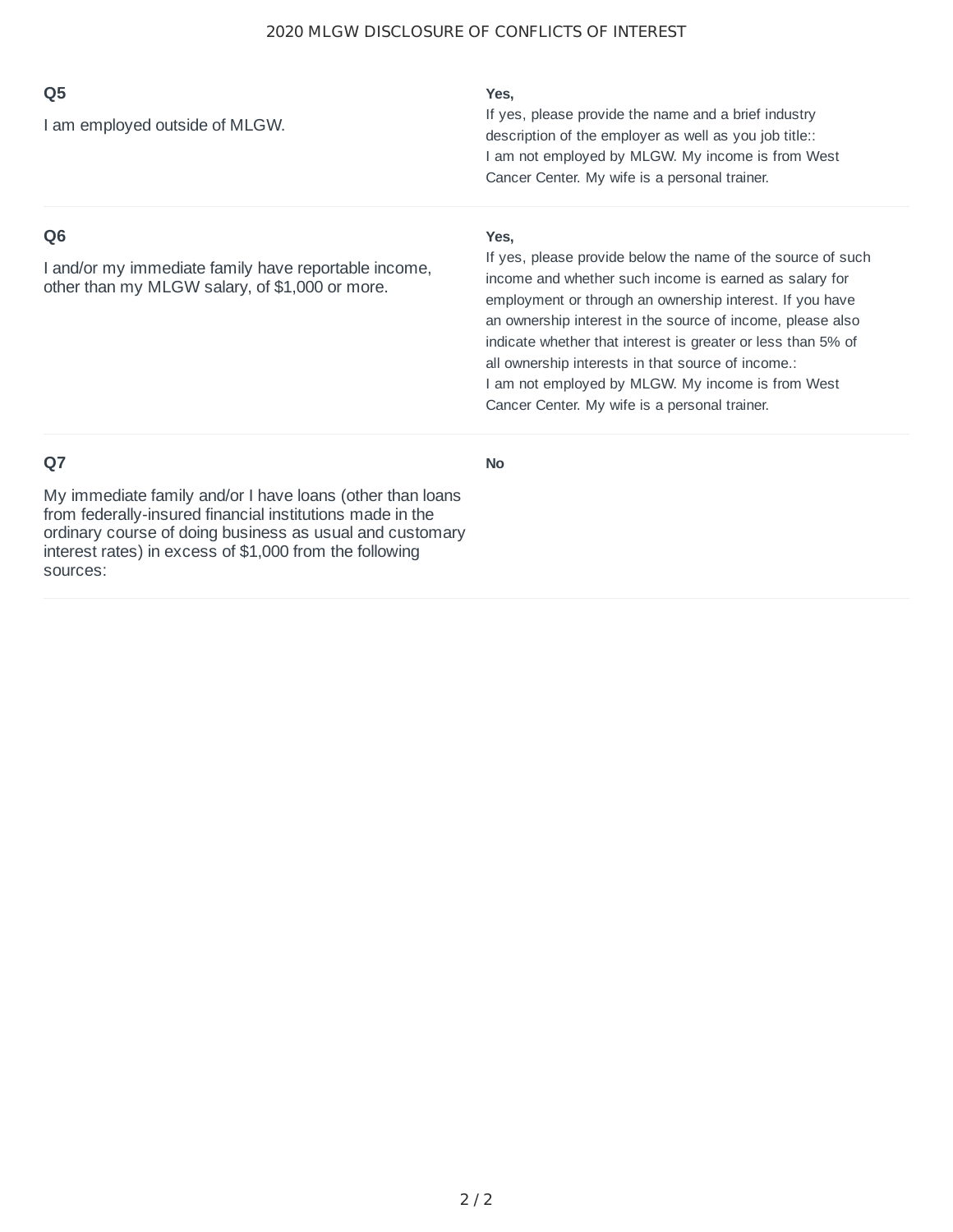### Q5

I am employed outside of MLGW.

**Yes,**

If yes, please provide the name and a brief industry description of the employer as well as you job title::
I am not employed by MLGW. My income is from West Cancer Center. My wife is a personal trainer.

### Q6

I and/or my immediate family have reportable income, other than my MLGW salary, of $1,000 or more.

**Yes,**

If yes, please provide below the name of the source of such income and whether such income is earned as salary for employment or through an ownership interest. If you have an ownership interest in the source of income, please also indicate whether that interest is greater or less than 5% of all ownership interests in that source of income.:
I am not employed by MLGW. My income is from West Cancer Center. My wife is a personal trainer.

### Q7

My immediate family and/or I have loans (other than loans from federally-insured financial institutions made in the ordinary course of doing business as usual and customary interest rates) in excess of $1,000 from the following sources:

**No**